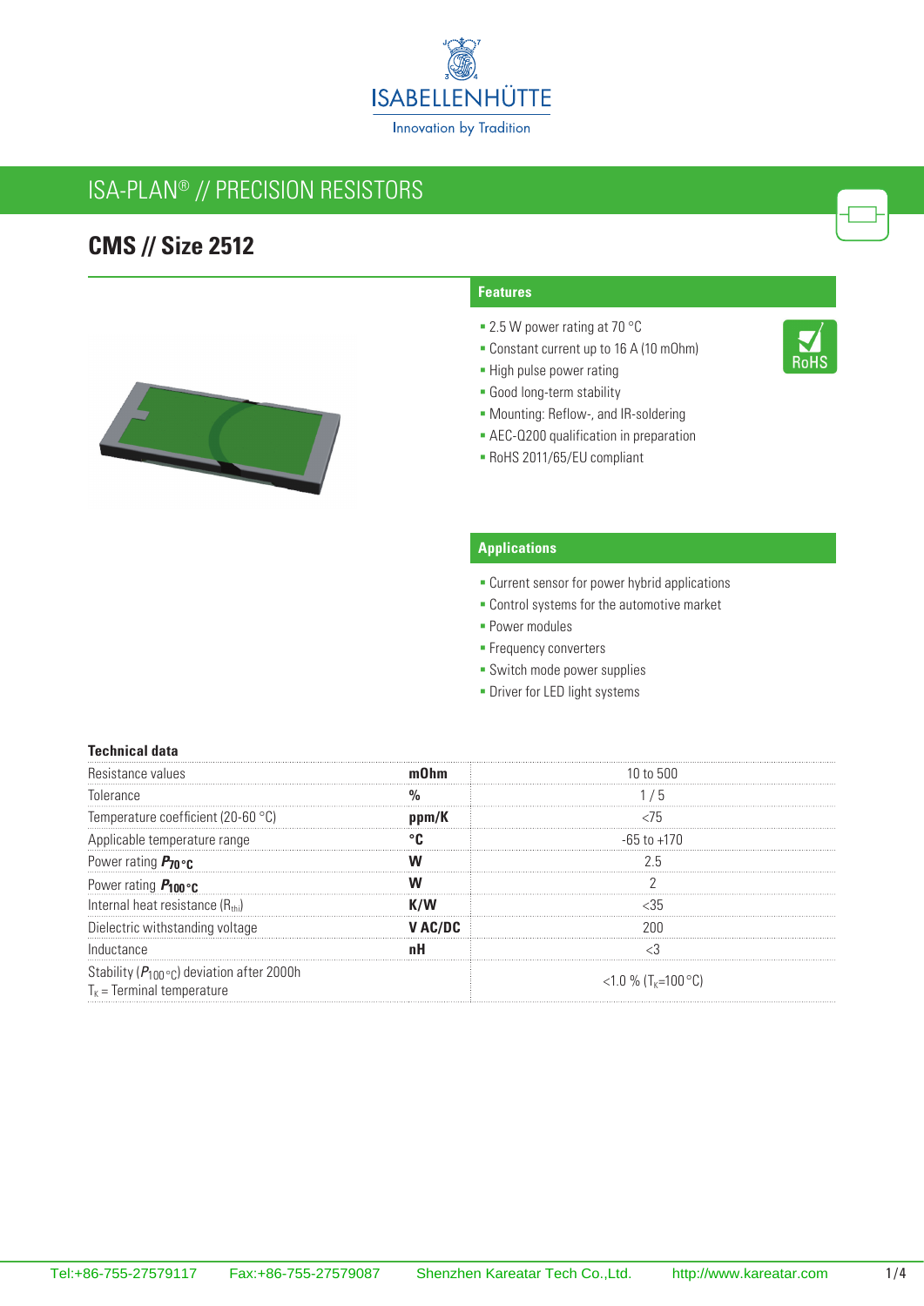ISABELLENHÜTTE

Innovation by Tradition

# ISA-PLAN® // PRECISION RESISTORS

## CMS // Size 2512

### Features

- 2.5 W power rating at 70 °C
- Constant current up to 16 A (10 mOhm)
- High pulse power rating
- Good long-term stability
- Mounting: Reflow-, and IR-soldering
- AEC-Q200 qualification in preparation
- RoHS 2011/65/EU compliant

RoHS

### Applications

- Current sensor for power hybrid applications
- Control systems for the automotive market
- Power modules
- Frequency converters
- Switch mode power supplies
- Driver for LED light systems

### Technical data

| | | |
|---|---|---|
| Resistance values | **mOhm** | 10 to 500 |
| Tolerance | **%** | 1 / 5 |
| Temperature coefficient (20-60 °C) | **ppm/K** | <75 |
| Applicable temperature range | **°C** | -65 to +170 |
| Power rating $P_{70\,°C}$ | **W** | 2.5 |
| Power rating $P_{100\,°C}$ | **W** | 2 |
| Internal heat resistance ($R_{thi}$) | **K/W** | <35 |
| Dielectric withstanding voltage | **V AC/DC** | 200 |
| Inductance | **nH** | <3 |
| Stability ($P_{100\,°C}$) deviation after 2000h<br>$T_K$ = Terminal temperature | | <1.0 % ($T_K$=100 °C) |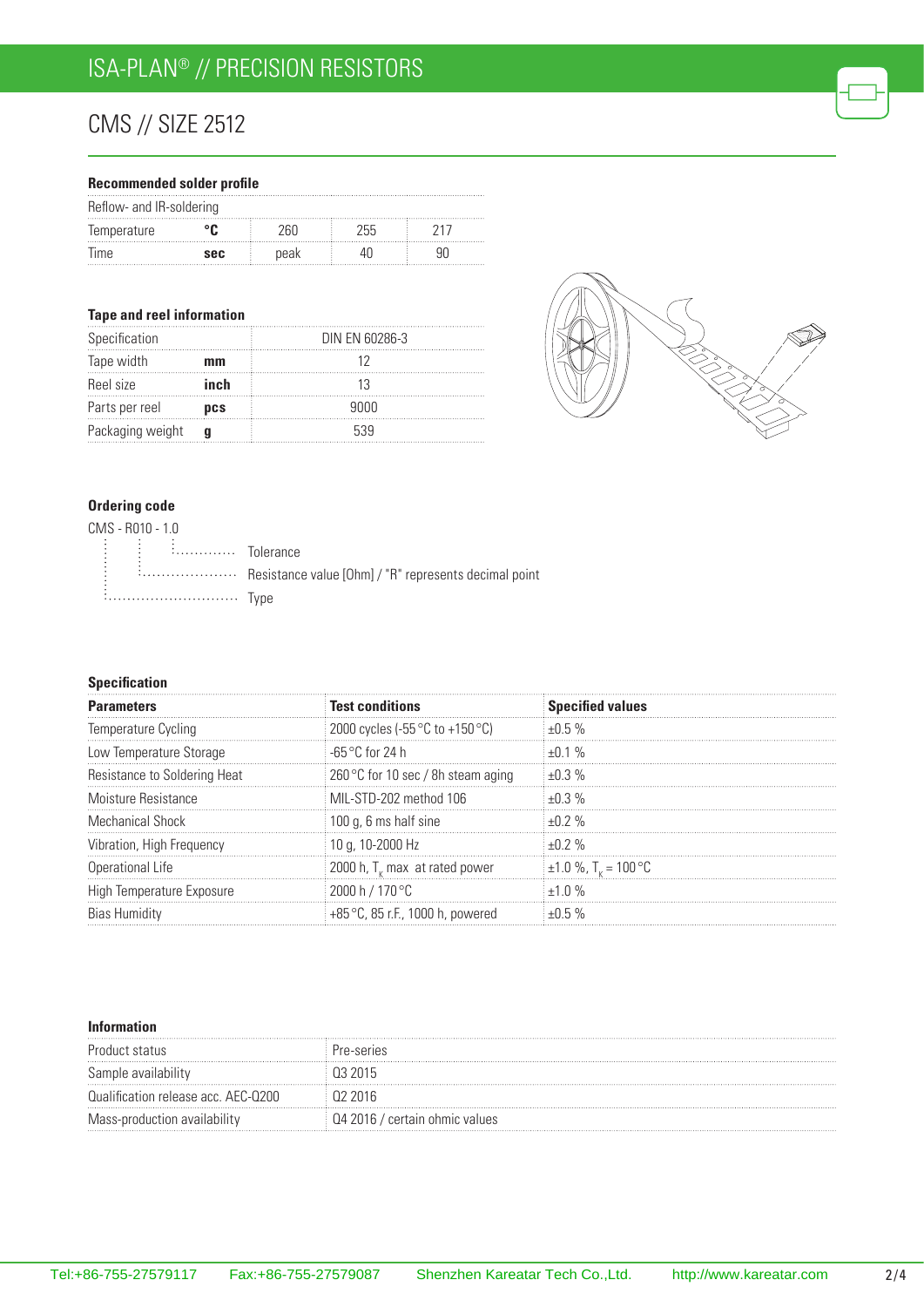# ISA-PLAN® // PRECISION RESISTORS

## CMS // SIZE 2512

### Recommended solder profile

| Reflow- and IR-soldering | | | | |
|---|---|---|---|---|
| Temperature | **°C** | 260 | 255 | 217 |
| Time | **sec** | peak | 40 | 90 |

### Tape and reel information

| Specification | | DIN EN 60286-3 |
|---|---|---|
| Tape width | **mm** | 12 |
| Reel size | **inch** | 13 |
| Parts per reel | **pcs** | 9000 |
| Packaging weight | **g** | 539 |

### Ordering code

CMS - R010 - 1.0

- 1.0 ............ Tolerance
- R010 ............ Resistance value [Ohm] / "R" represents decimal point
- CMS ............ Type

### Specification

| Parameters | Test conditions | Specified values |
|---|---|---|
| Temperature Cycling | 2000 cycles (-55 °C to +150 °C) | ±0.5 % |
| Low Temperature Storage | -65 °C for 24 h | ±0.1 % |
| Resistance to Soldering Heat | 260 °C for 10 sec / 8h steam aging | ±0.3 % |
| Moisture Resistance | MIL-STD-202 method 106 | ±0.3 % |
| Mechanical Shock | 100 g, 6 ms half sine | ±0.2 % |
| Vibration, High Frequency | 10 g, 10-2000 Hz | ±0.2 % |
| Operational Life | 2000 h, $T_K$ max at rated power | ±1.0 %, $T_K$ = 100 °C |
| High Temperature Exposure | 2000 h / 170 °C | ±1.0 % |
| Bias Humidity | +85 °C, 85 r.F., 1000 h, powered | ±0.5 % |

### Information

| Product status | Pre-series |
|---|---|
| Sample availability | Q3 2015 |
| Qualification release acc. AEC-Q200 | Q2 2016 |
| Mass-production availability | Q4 2016 / certain ohmic values |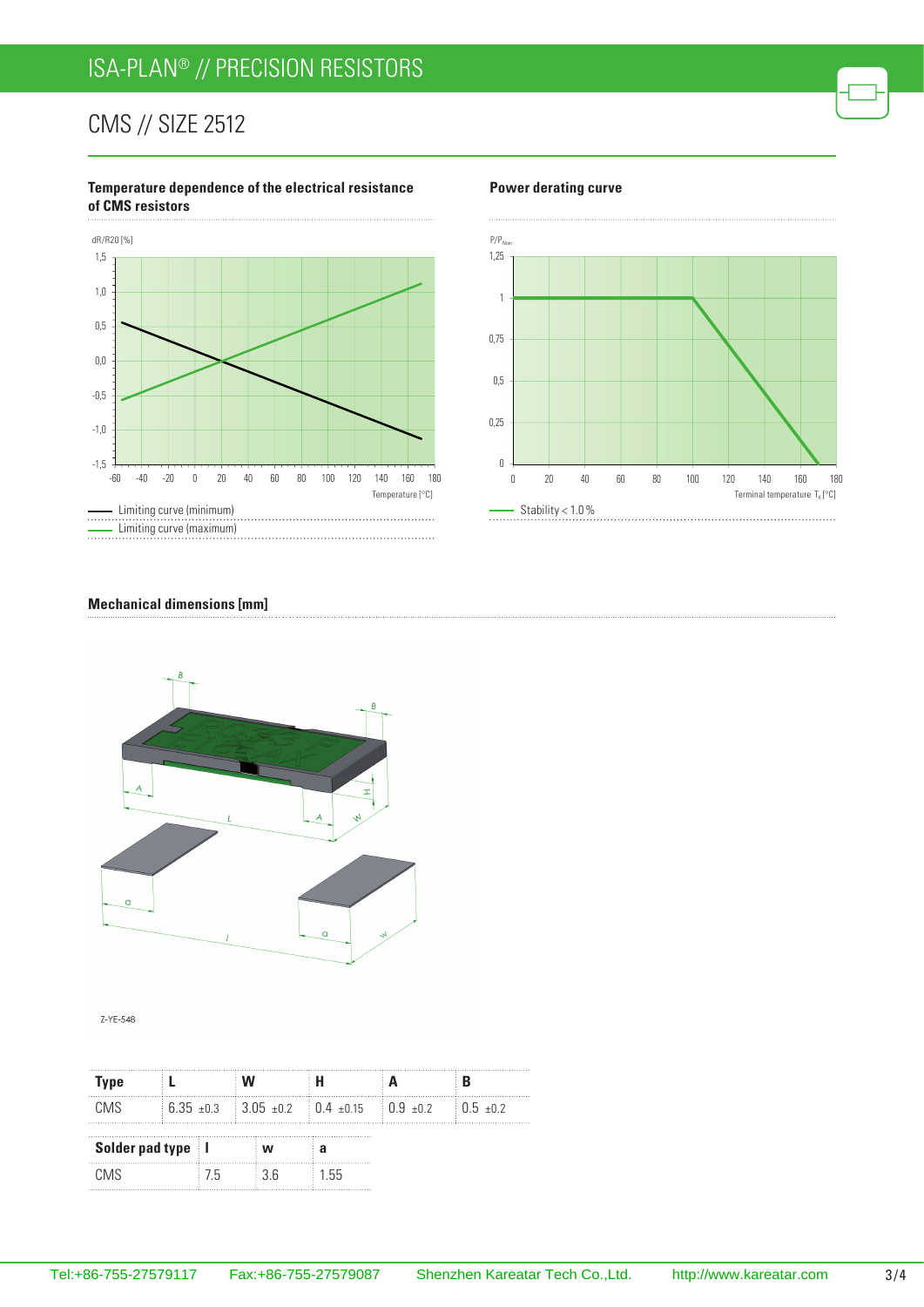# ISA-PLAN® // PRECISION RESISTORS

## CMS // SIZE 2512

### Temperature dependence of the electrical resistance of CMS resistors

dR/R20 [%]

Temperature [°C]

Limiting curve (minimum)

Limiting curve (maximum)

### Power derating curve

$P/P_{Nom}$

Terminal temperature $T_K$ [°C]

Stability < 1.0 %

### Mechanical dimensions [mm]

Z-YE-548

| Type | L | W | H | A | B |
|---|---|---|---|---|---|
| CMS | 6.35 ±0.3 | 3.05 ±0.2 | 0.4 ±0.15 | 0.9 ±0.2 | 0.5 ±0.2 |

| Solder pad type | l | w | a |
|---|---|---|---|
| CMS | 7.5 | 3.6 | 1.55 |

Tel:+86-755-27579117 Fax:+86-755-27579087 Shenzhen Kareatar Tech Co.,Ltd. http://www.kareatar.com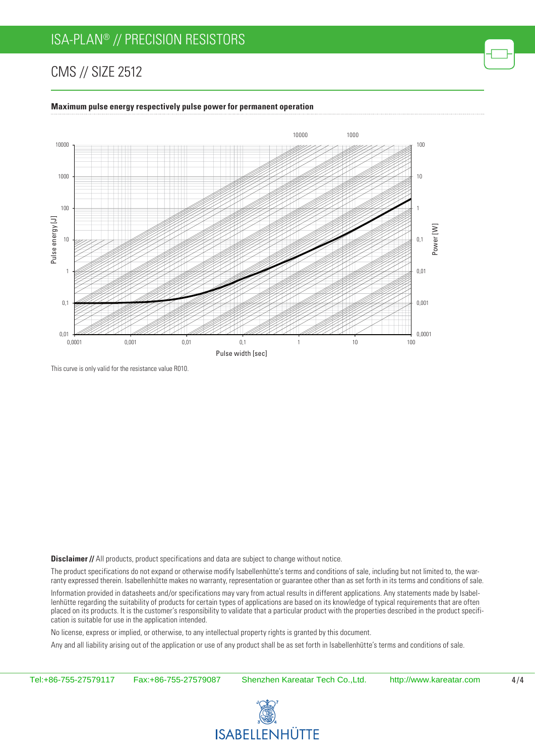# ISA-PLAN® // PRECISION RESISTORS

## CMS // SIZE 2512

**Maximum pulse energy respectively pulse power for permanent operation**

10000 1000

Pulse energy [J]

10000
1000
100
10
1
0,1
0,01

Power [W]

100
10
1
0,1
0,01
0,001
0,0001

0,0001 0,001 0,01 0,1 1 10 100

Pulse width [sec]

This curve is only valid for the resistance value R010.

**Disclaimer //** All products, product specifications and data are subject to change without notice.

The product specifications do not expand or otherwise modify Isabellenhütte's terms and conditions of sale, including but not limited to, the warranty expressed therein. Isabellenhütte makes no warranty, representation or guarantee other than as set forth in its terms and conditions of sale.

Information provided in datasheets and/or specifications may vary from actual results in different applications. Any statements made by Isabellenhütte regarding the suitability of products for certain types of applications are based on its knowledge of typical requirements that are often placed on its products. It is the customer's responsibility to validate that a particular product with the properties described in the product specification is suitable for use in the application intended.

No license, express or implied, or otherwise, to any intellectual property rights is granted by this document.

Any and all liability arising out of the application or use of any product shall be as set forth in Isabellenhütte's terms and conditions of sale.

Tel:+86-755-27579117 Fax:+86-755-27579087 Shenzhen Kareatar Tech Co.,Ltd. http://www.kareatar.com

ISABELLENHÜTTE